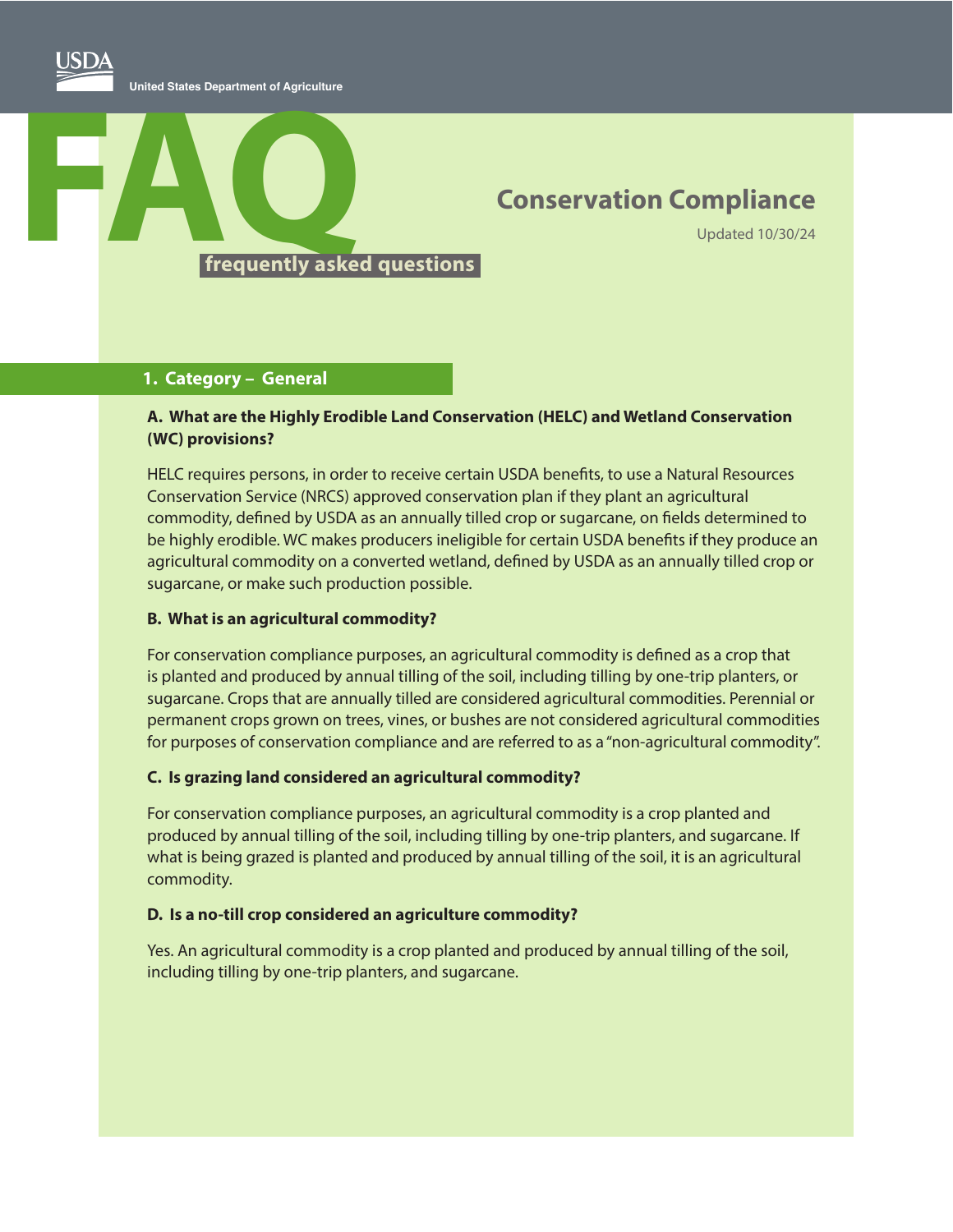USDA

United States Department of Agriculture

# FAQ

**frequently asked questions**

## Conservation Compliance

Updated 10/30/24

## 1. Category – General

### A. What are the Highly Erodible Land Conservation (HELC) and Wetland Conservation (WC) provisions?

HELC requires persons, in order to receive certain USDA benefits, to use a Natural Resources Conservation Service (NRCS) approved conservation plan if they plant an agricultural commodity, defined by USDA as an annually tilled crop or sugarcane, on fields determined to be highly erodible. WC makes producers ineligible for certain USDA benefits if they produce an agricultural commodity on a converted wetland, defined by USDA as an annually tilled crop or sugarcane, or make such production possible.

### B. What is an agricultural commodity?

For conservation compliance purposes, an agricultural commodity is defined as a crop that is planted and produced by annual tilling of the soil, including tilling by one-trip planters, or sugarcane. Crops that are annually tilled are considered agricultural commodities. Perennial or permanent crops grown on trees, vines, or bushes are not considered agricultural commodities for purposes of conservation compliance and are referred to as a "non-agricultural commodity".

### C. Is grazing land considered an agricultural commodity?

For conservation compliance purposes, an agricultural commodity is a crop planted and produced by annual tilling of the soil, including tilling by one-trip planters, and sugarcane. If what is being grazed is planted and produced by annual tilling of the soil, it is an agricultural commodity.

### D. Is a no-till crop considered an agriculture commodity?

Yes. An agricultural commodity is a crop planted and produced by annual tilling of the soil, including tilling by one-trip planters, and sugarcane.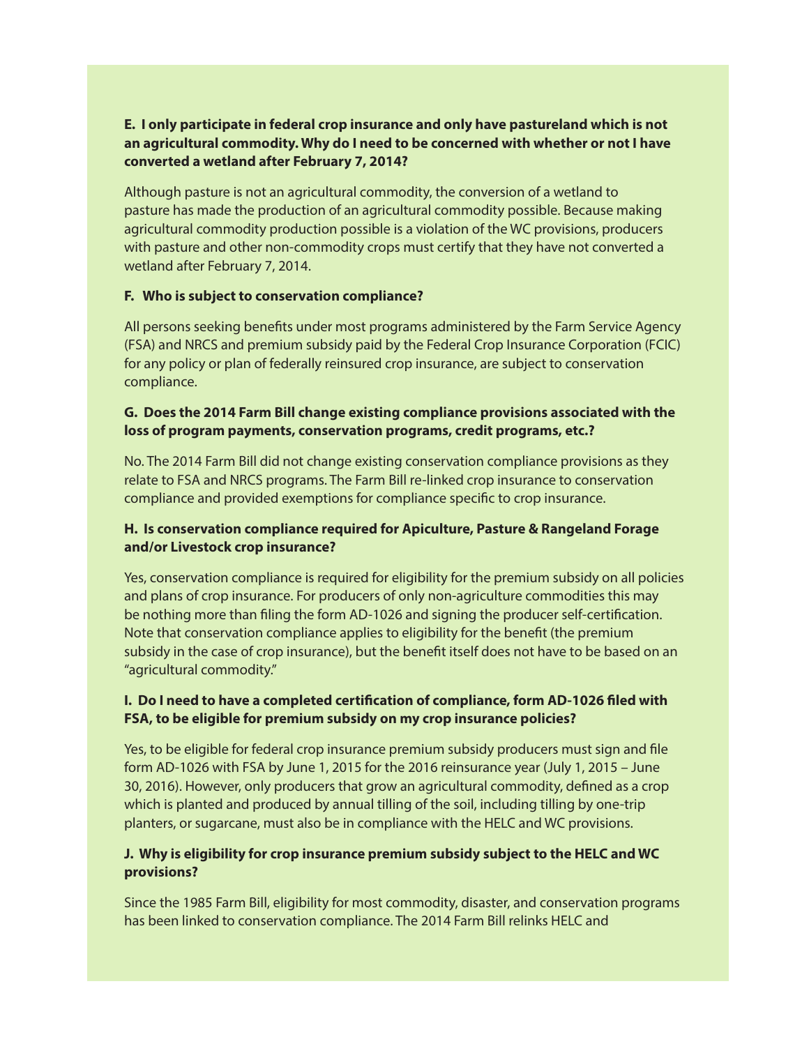**E. I only participate in federal crop insurance and only have pastureland which is not an agricultural commodity. Why do I need to be concerned with whether or not I have converted a wetland after February 7, 2014?**

Although pasture is not an agricultural commodity, the conversion of a wetland to pasture has made the production of an agricultural commodity possible. Because making agricultural commodity production possible is a violation of the WC provisions, producers with pasture and other non-commodity crops must certify that they have not converted a wetland after February 7, 2014.

**F. Who is subject to conservation compliance?**

All persons seeking benefits under most programs administered by the Farm Service Agency (FSA) and NRCS and premium subsidy paid by the Federal Crop Insurance Corporation (FCIC) for any policy or plan of federally reinsured crop insurance, are subject to conservation compliance.

**G. Does the 2014 Farm Bill change existing compliance provisions associated with the loss of program payments, conservation programs, credit programs, etc.?**

No. The 2014 Farm Bill did not change existing conservation compliance provisions as they relate to FSA and NRCS programs. The Farm Bill re-linked crop insurance to conservation compliance and provided exemptions for compliance specific to crop insurance.

**H. Is conservation compliance required for Apiculture, Pasture & Rangeland Forage and/or Livestock crop insurance?**

Yes, conservation compliance is required for eligibility for the premium subsidy on all policies and plans of crop insurance. For producers of only non-agriculture commodities this may be nothing more than filing the form AD-1026 and signing the producer self-certification. Note that conservation compliance applies to eligibility for the benefit (the premium subsidy in the case of crop insurance), but the benefit itself does not have to be based on an "agricultural commodity."

**I. Do I need to have a completed certification of compliance, form AD-1026 filed with FSA, to be eligible for premium subsidy on my crop insurance policies?**

Yes, to be eligible for federal crop insurance premium subsidy producers must sign and file form AD-1026 with FSA by June 1, 2015 for the 2016 reinsurance year (July 1, 2015 – June 30, 2016). However, only producers that grow an agricultural commodity, defined as a crop which is planted and produced by annual tilling of the soil, including tilling by one-trip planters, or sugarcane, must also be in compliance with the HELC and WC provisions.

**J. Why is eligibility for crop insurance premium subsidy subject to the HELC and WC provisions?**

Since the 1985 Farm Bill, eligibility for most commodity, disaster, and conservation programs has been linked to conservation compliance. The 2014 Farm Bill relinks HELC and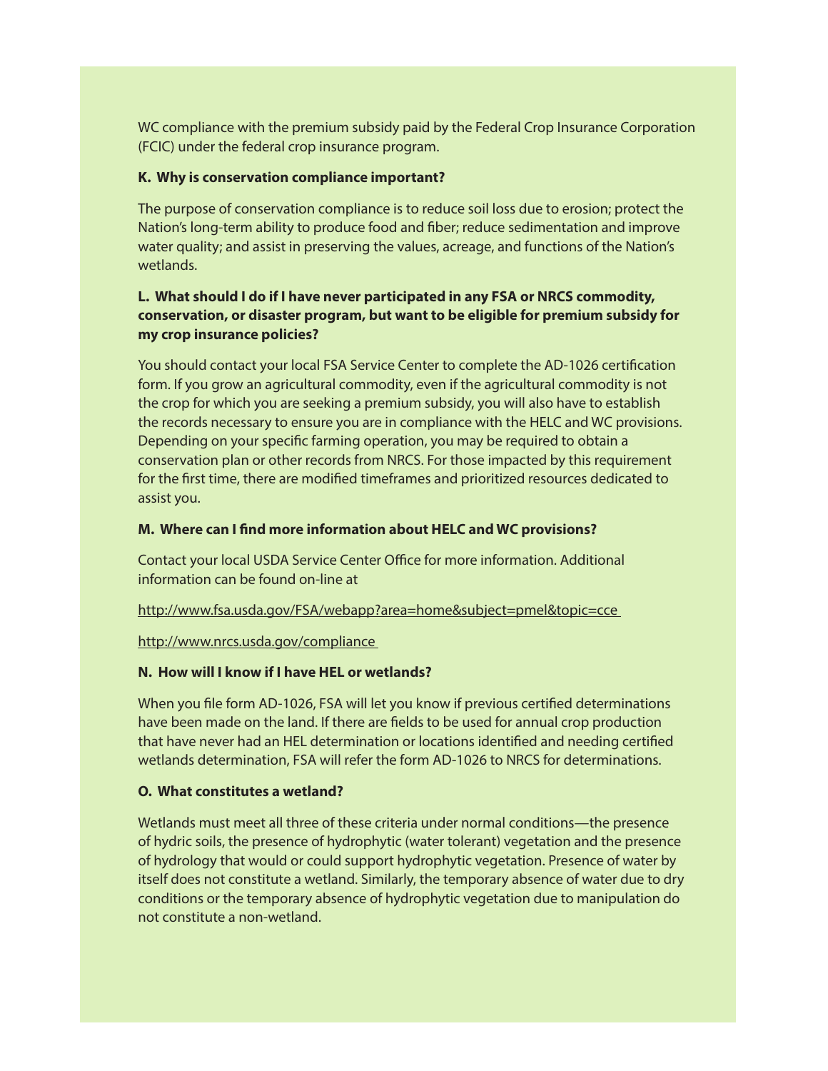WC compliance with the premium subsidy paid by the Federal Crop Insurance Corporation (FCIC) under the federal crop insurance program.

**K. Why is conservation compliance important?**

The purpose of conservation compliance is to reduce soil loss due to erosion; protect the Nation's long-term ability to produce food and fiber; reduce sedimentation and improve water quality; and assist in preserving the values, acreage, and functions of the Nation's wetlands.

**L. What should I do if I have never participated in any FSA or NRCS commodity, conservation, or disaster program, but want to be eligible for premium subsidy for my crop insurance policies?**

You should contact your local FSA Service Center to complete the AD-1026 certification form. If you grow an agricultural commodity, even if the agricultural commodity is not the crop for which you are seeking a premium subsidy, you will also have to establish the records necessary to ensure you are in compliance with the HELC and WC provisions. Depending on your specific farming operation, you may be required to obtain a conservation plan or other records from NRCS. For those impacted by this requirement for the first time, there are modified timeframes and prioritized resources dedicated to assist you.

**M. Where can I find more information about HELC and WC provisions?**

Contact your local USDA Service Center Office for more information. Additional information can be found on-line at

http://www.fsa.usda.gov/FSA/webapp?area=home&subject=pmel&topic=cce

http://www.nrcs.usda.gov/compliance

**N. How will I know if I have HEL or wetlands?**

When you file form AD-1026, FSA will let you know if previous certified determinations have been made on the land. If there are fields to be used for annual crop production that have never had an HEL determination or locations identified and needing certified wetlands determination, FSA will refer the form AD-1026 to NRCS for determinations.

**O. What constitutes a wetland?**

Wetlands must meet all three of these criteria under normal conditions—the presence of hydric soils, the presence of hydrophytic (water tolerant) vegetation and the presence of hydrology that would or could support hydrophytic vegetation. Presence of water by itself does not constitute a wetland. Similarly, the temporary absence of water due to dry conditions or the temporary absence of hydrophytic vegetation due to manipulation do not constitute a non-wetland.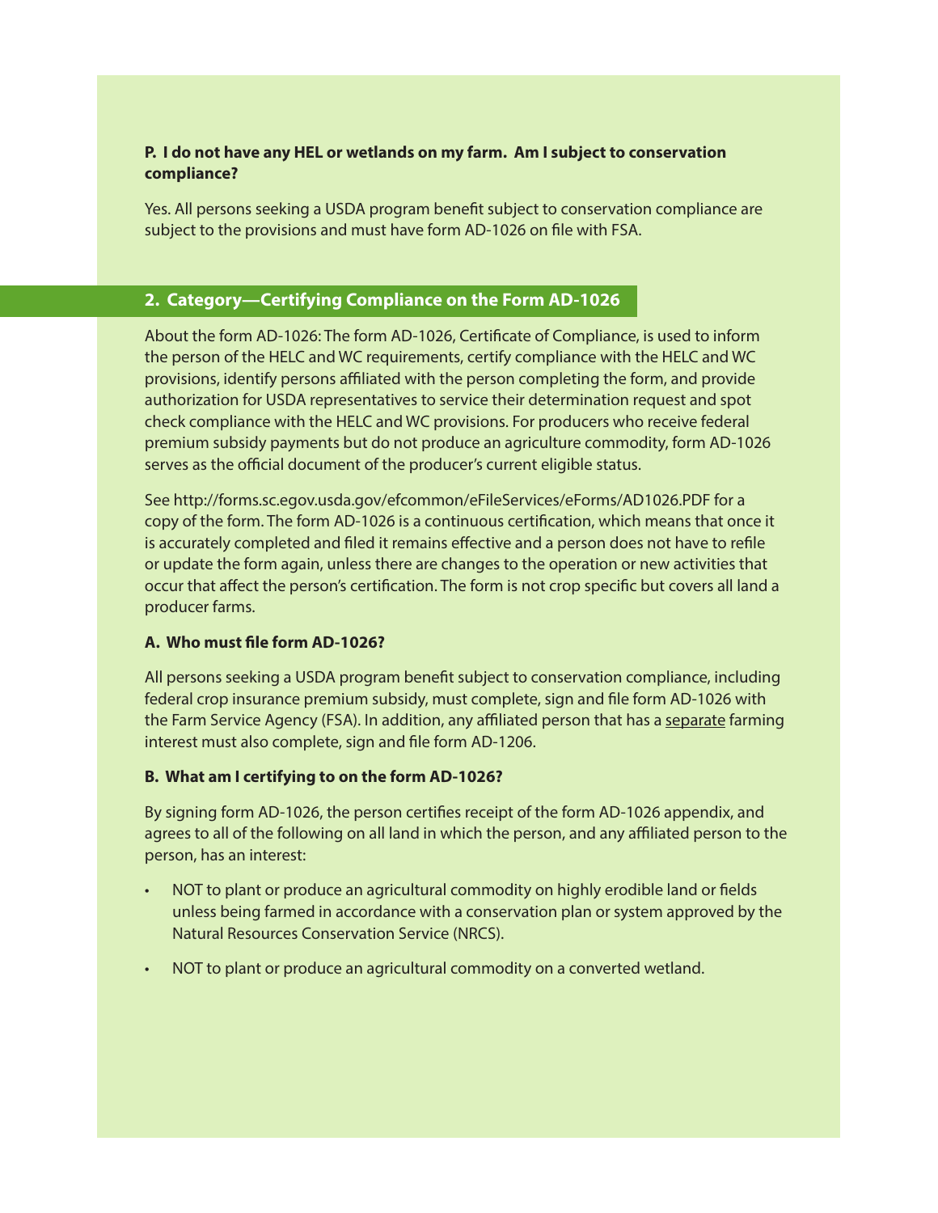**P. I do not have any HEL or wetlands on my farm. Am I subject to conservation compliance?**

Yes. All persons seeking a USDA program benefit subject to conservation compliance are subject to the provisions and must have form AD-1026 on file with FSA.

## 2. Category—Certifying Compliance on the Form AD-1026

About the form AD-1026: The form AD-1026, Certificate of Compliance, is used to inform the person of the HELC and WC requirements, certify compliance with the HELC and WC provisions, identify persons affiliated with the person completing the form, and provide authorization for USDA representatives to service their determination request and spot check compliance with the HELC and WC provisions. For producers who receive federal premium subsidy payments but do not produce an agriculture commodity, form AD-1026 serves as the official document of the producer's current eligible status.

See http://forms.sc.egov.usda.gov/efcommon/eFileServices/eForms/AD1026.PDF for a copy of the form. The form AD-1026 is a continuous certification, which means that once it is accurately completed and filed it remains effective and a person does not have to refile or update the form again, unless there are changes to the operation or new activities that occur that affect the person's certification. The form is not crop specific but covers all land a producer farms.

**A. Who must file form AD-1026?**

All persons seeking a USDA program benefit subject to conservation compliance, including federal crop insurance premium subsidy, must complete, sign and file form AD-1026 with the Farm Service Agency (FSA). In addition, any affiliated person that has a <u>separate</u> farming interest must also complete, sign and file form AD-1206.

**B. What am I certifying to on the form AD-1026?**

By signing form AD-1026, the person certifies receipt of the form AD-1026 appendix, and agrees to all of the following on all land in which the person, and any affiliated person to the person, has an interest:

- NOT to plant or produce an agricultural commodity on highly erodible land or fields unless being farmed in accordance with a conservation plan or system approved by the Natural Resources Conservation Service (NRCS).
- NOT to plant or produce an agricultural commodity on a converted wetland.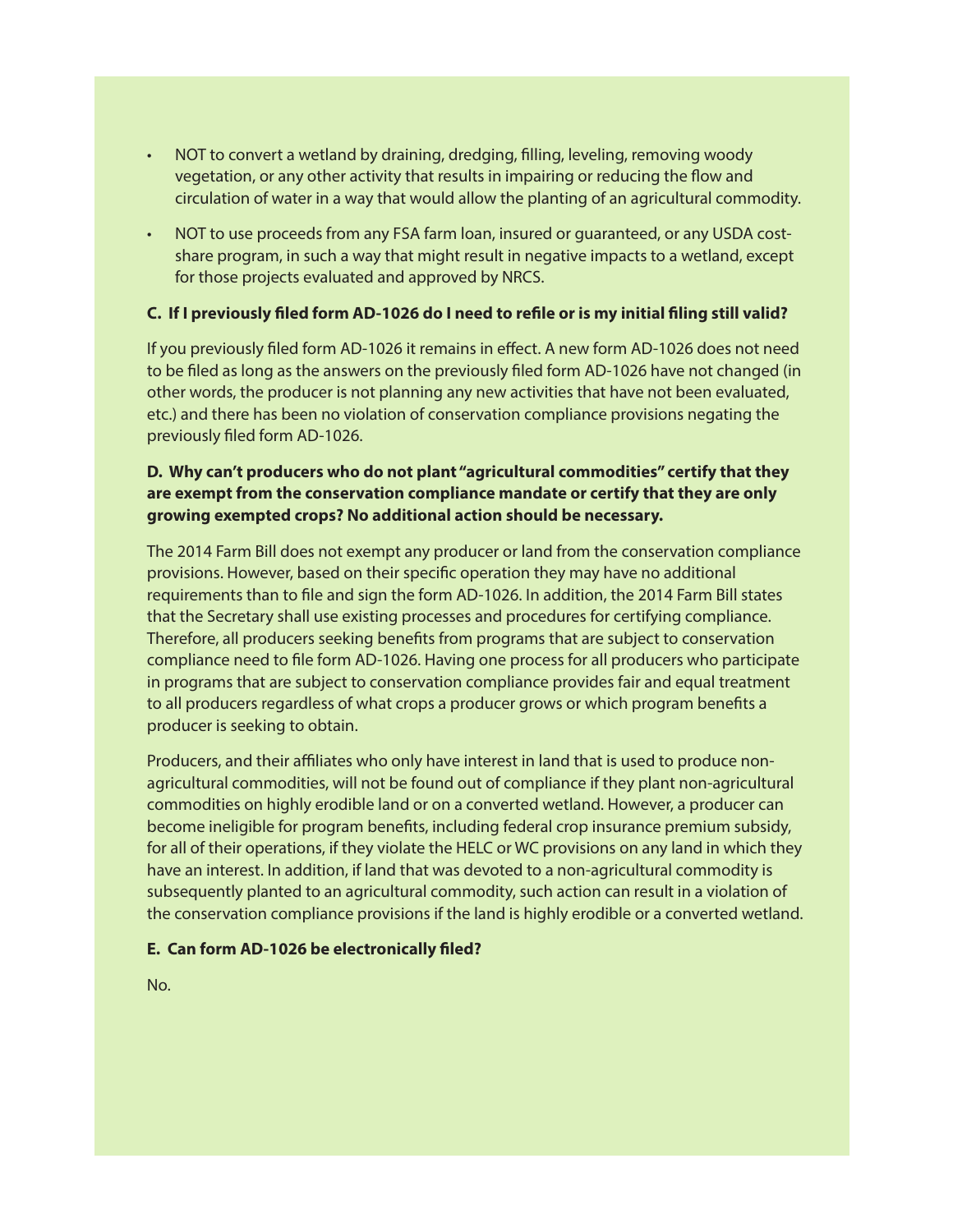- NOT to convert a wetland by draining, dredging, filling, leveling, removing woody vegetation, or any other activity that results in impairing or reducing the flow and circulation of water in a way that would allow the planting of an agricultural commodity.
- NOT to use proceeds from any FSA farm loan, insured or guaranteed, or any USDA cost-share program, in such a way that might result in negative impacts to a wetland, except for those projects evaluated and approved by NRCS.

**C. If I previously filed form AD-1026 do I need to refile or is my initial filing still valid?**

If you previously filed form AD-1026 it remains in effect. A new form AD-1026 does not need to be filed as long as the answers on the previously filed form AD-1026 have not changed (in other words, the producer is not planning any new activities that have not been evaluated, etc.) and there has been no violation of conservation compliance provisions negating the previously filed form AD-1026.

**D. Why can't producers who do not plant "agricultural commodities" certify that they are exempt from the conservation compliance mandate or certify that they are only growing exempted crops? No additional action should be necessary.**

The 2014 Farm Bill does not exempt any producer or land from the conservation compliance provisions. However, based on their specific operation they may have no additional requirements than to file and sign the form AD-1026. In addition, the 2014 Farm Bill states that the Secretary shall use existing processes and procedures for certifying compliance. Therefore, all producers seeking benefits from programs that are subject to conservation compliance need to file form AD-1026. Having one process for all producers who participate in programs that are subject to conservation compliance provides fair and equal treatment to all producers regardless of what crops a producer grows or which program benefits a producer is seeking to obtain.

Producers, and their affiliates who only have interest in land that is used to produce non-agricultural commodities, will not be found out of compliance if they plant non-agricultural commodities on highly erodible land or on a converted wetland. However, a producer can become ineligible for program benefits, including federal crop insurance premium subsidy, for all of their operations, if they violate the HELC or WC provisions on any land in which they have an interest. In addition, if land that was devoted to a non-agricultural commodity is subsequently planted to an agricultural commodity, such action can result in a violation of the conservation compliance provisions if the land is highly erodible or a converted wetland.

**E. Can form AD-1026 be electronically filed?**

No.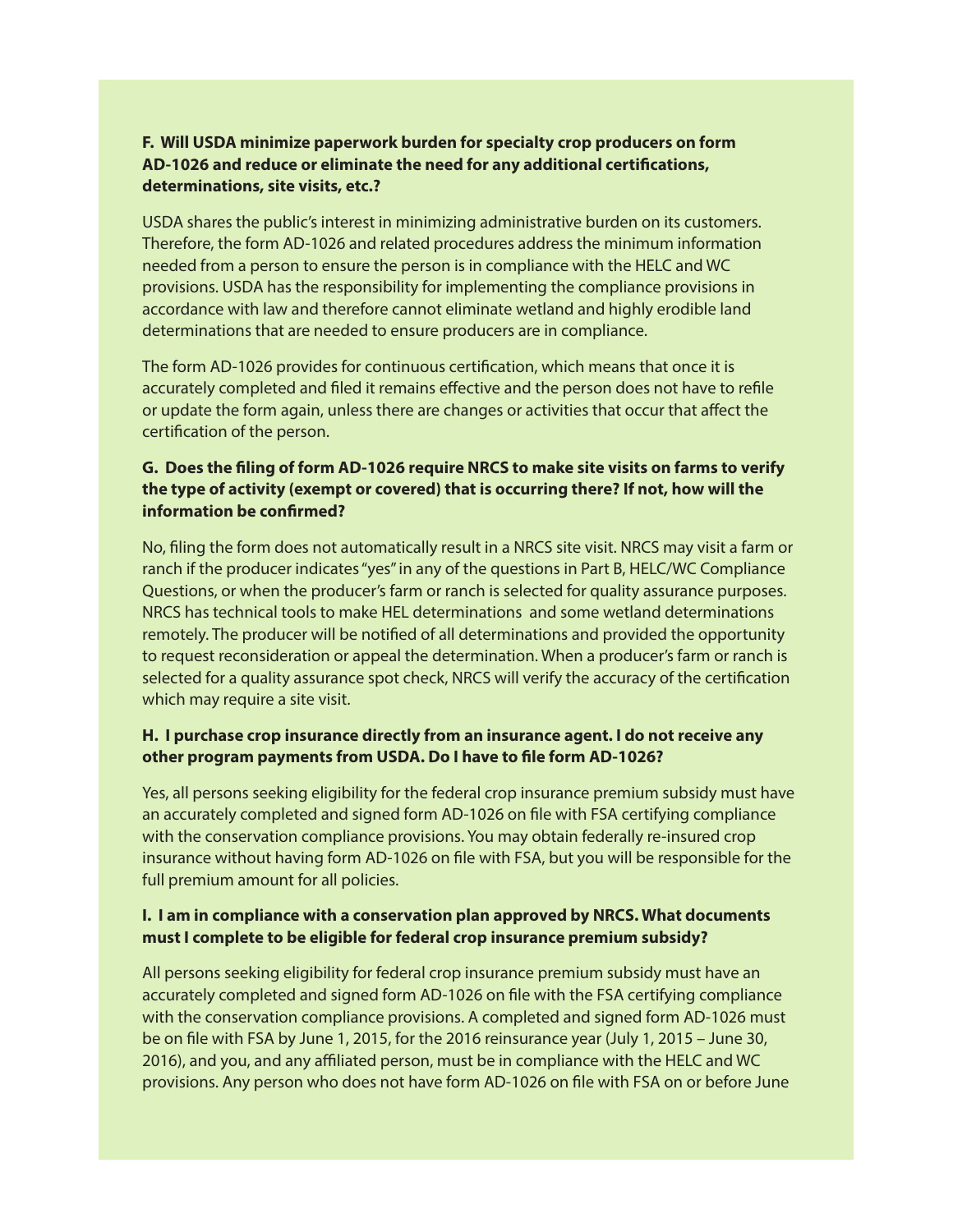**F. Will USDA minimize paperwork burden for specialty crop producers on form AD-1026 and reduce or eliminate the need for any additional certifications, determinations, site visits, etc.?**

USDA shares the public's interest in minimizing administrative burden on its customers. Therefore, the form AD-1026 and related procedures address the minimum information needed from a person to ensure the person is in compliance with the HELC and WC provisions. USDA has the responsibility for implementing the compliance provisions in accordance with law and therefore cannot eliminate wetland and highly erodible land determinations that are needed to ensure producers are in compliance.

The form AD-1026 provides for continuous certification, which means that once it is accurately completed and filed it remains effective and the person does not have to refile or update the form again, unless there are changes or activities that occur that affect the certification of the person.

**G. Does the filing of form AD-1026 require NRCS to make site visits on farms to verify the type of activity (exempt or covered) that is occurring there? If not, how will the information be confirmed?**

No, filing the form does not automatically result in a NRCS site visit. NRCS may visit a farm or ranch if the producer indicates "yes" in any of the questions in Part B, HELC/WC Compliance Questions, or when the producer's farm or ranch is selected for quality assurance purposes. NRCS has technical tools to make HEL determinations and some wetland determinations remotely. The producer will be notified of all determinations and provided the opportunity to request reconsideration or appeal the determination. When a producer's farm or ranch is selected for a quality assurance spot check, NRCS will verify the accuracy of the certification which may require a site visit.

**H. I purchase crop insurance directly from an insurance agent. I do not receive any other program payments from USDA. Do I have to file form AD-1026?**

Yes, all persons seeking eligibility for the federal crop insurance premium subsidy must have an accurately completed and signed form AD-1026 on file with FSA certifying compliance with the conservation compliance provisions. You may obtain federally re-insured crop insurance without having form AD-1026 on file with FSA, but you will be responsible for the full premium amount for all policies.

**I. I am in compliance with a conservation plan approved by NRCS. What documents must I complete to be eligible for federal crop insurance premium subsidy?**

All persons seeking eligibility for federal crop insurance premium subsidy must have an accurately completed and signed form AD-1026 on file with the FSA certifying compliance with the conservation compliance provisions. A completed and signed form AD-1026 must be on file with FSA by June 1, 2015, for the 2016 reinsurance year (July 1, 2015 – June 30, 2016), and you, and any affiliated person, must be in compliance with the HELC and WC provisions. Any person who does not have form AD-1026 on file with FSA on or before June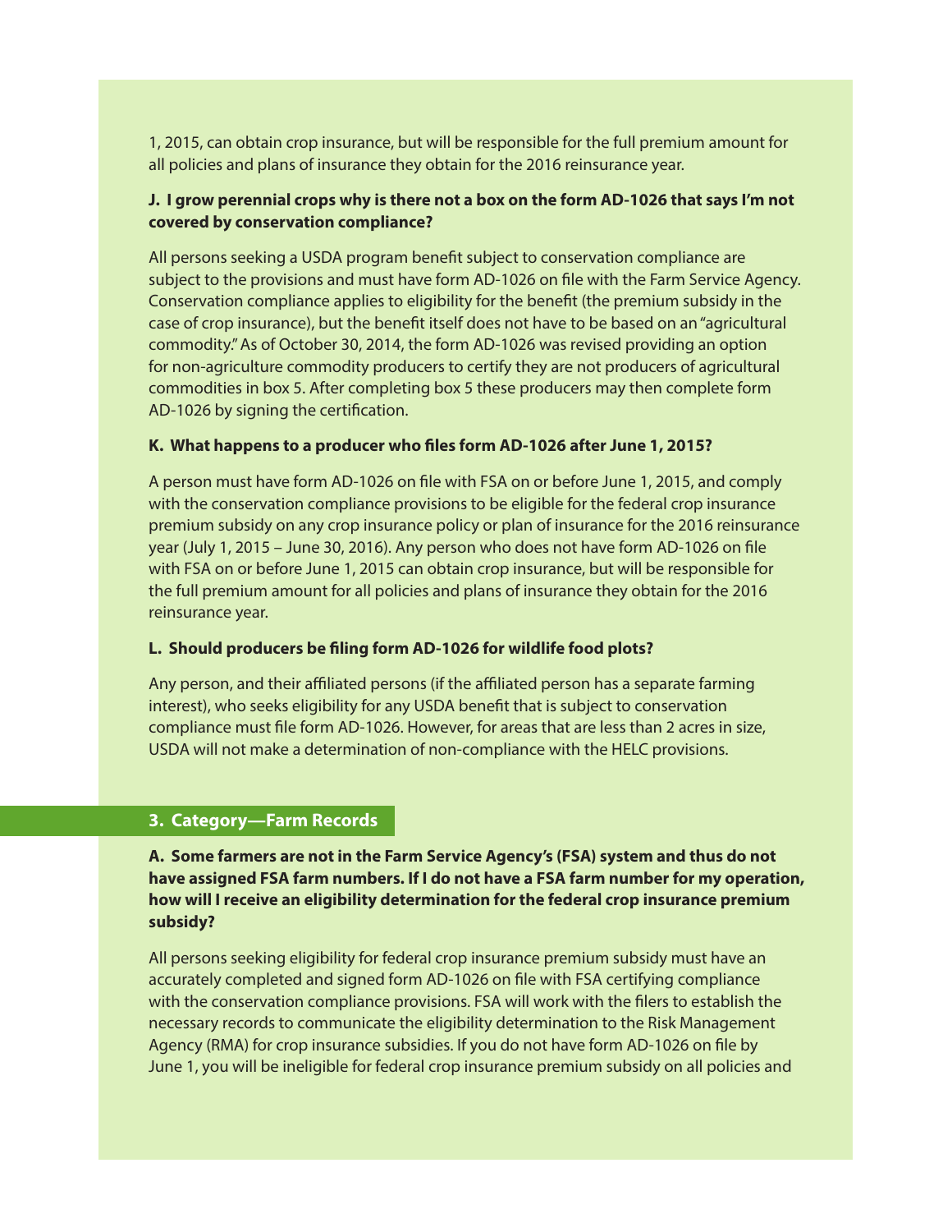1, 2015, can obtain crop insurance, but will be responsible for the full premium amount for all policies and plans of insurance they obtain for the 2016 reinsurance year.

**J. I grow perennial crops why is there not a box on the form AD-1026 that says I'm not covered by conservation compliance?**

All persons seeking a USDA program benefit subject to conservation compliance are subject to the provisions and must have form AD-1026 on file with the Farm Service Agency. Conservation compliance applies to eligibility for the benefit (the premium subsidy in the case of crop insurance), but the benefit itself does not have to be based on an "agricultural commodity." As of October 30, 2014, the form AD-1026 was revised providing an option for non-agriculture commodity producers to certify they are not producers of agricultural commodities in box 5. After completing box 5 these producers may then complete form AD-1026 by signing the certification.

**K. What happens to a producer who files form AD-1026 after June 1, 2015?**

A person must have form AD-1026 on file with FSA on or before June 1, 2015, and comply with the conservation compliance provisions to be eligible for the federal crop insurance premium subsidy on any crop insurance policy or plan of insurance for the 2016 reinsurance year (July 1, 2015 – June 30, 2016). Any person who does not have form AD-1026 on file with FSA on or before June 1, 2015 can obtain crop insurance, but will be responsible for the full premium amount for all policies and plans of insurance they obtain for the 2016 reinsurance year.

**L. Should producers be filing form AD-1026 for wildlife food plots?**

Any person, and their affiliated persons (if the affiliated person has a separate farming interest), who seeks eligibility for any USDA benefit that is subject to conservation compliance must file form AD-1026. However, for areas that are less than 2 acres in size, USDA will not make a determination of non-compliance with the HELC provisions.

## 3. Category—Farm Records

**A. Some farmers are not in the Farm Service Agency's (FSA) system and thus do not have assigned FSA farm numbers. If I do not have a FSA farm number for my operation, how will I receive an eligibility determination for the federal crop insurance premium subsidy?**

All persons seeking eligibility for federal crop insurance premium subsidy must have an accurately completed and signed form AD-1026 on file with FSA certifying compliance with the conservation compliance provisions. FSA will work with the filers to establish the necessary records to communicate the eligibility determination to the Risk Management Agency (RMA) for crop insurance subsidies. If you do not have form AD-1026 on file by June 1, you will be ineligible for federal crop insurance premium subsidy on all policies and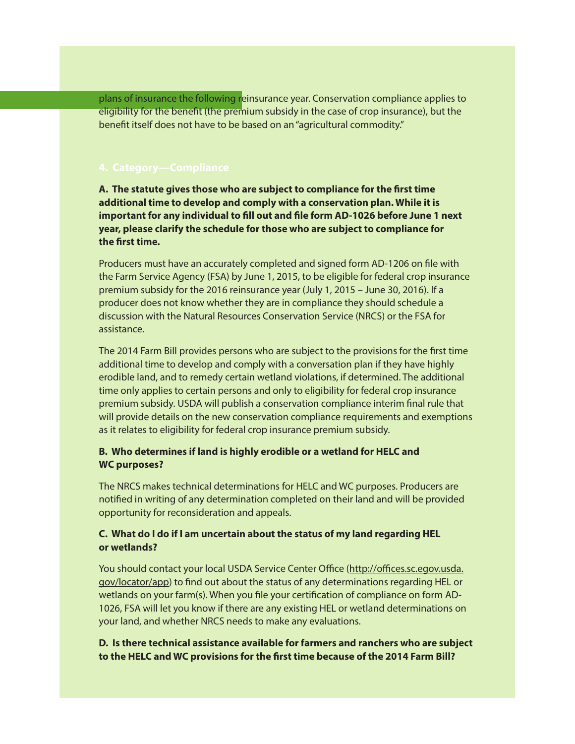plans of insurance the following reinsurance year. Conservation compliance applies to eligibility for the benefit (the premium subsidy in the case of crop insurance), but the benefit itself does not have to be based on an "agricultural commodity."

## 4. Category—Compliance

**A. The statute gives those who are subject to compliance for the first time additional time to develop and comply with a conservation plan. While it is important for any individual to fill out and file form AD-1026 before June 1 next year, please clarify the schedule for those who are subject to compliance for the first time.**

Producers must have an accurately completed and signed form AD-1206 on file with the Farm Service Agency (FSA) by June 1, 2015, to be eligible for federal crop insurance premium subsidy for the 2016 reinsurance year (July 1, 2015 – June 30, 2016). If a producer does not know whether they are in compliance they should schedule a discussion with the Natural Resources Conservation Service (NRCS) or the FSA for assistance.

The 2014 Farm Bill provides persons who are subject to the provisions for the first time additional time to develop and comply with a conversation plan if they have highly erodible land, and to remedy certain wetland violations, if determined. The additional time only applies to certain persons and only to eligibility for federal crop insurance premium subsidy. USDA will publish a conservation compliance interim final rule that will provide details on the new conservation compliance requirements and exemptions as it relates to eligibility for federal crop insurance premium subsidy.

**B. Who determines if land is highly erodible or a wetland for HELC and WC purposes?**

The NRCS makes technical determinations for HELC and WC purposes. Producers are notified in writing of any determination completed on their land and will be provided opportunity for reconsideration and appeals.

**C. What do I do if I am uncertain about the status of my land regarding HEL or wetlands?**

You should contact your local USDA Service Center Office (http://offices.sc.egov.usda.gov/locator/app) to find out about the status of any determinations regarding HEL or wetlands on your farm(s). When you file your certification of compliance on form AD-1026, FSA will let you know if there are any existing HEL or wetland determinations on your land, and whether NRCS needs to make any evaluations.

**D. Is there technical assistance available for farmers and ranchers who are subject to the HELC and WC provisions for the first time because of the 2014 Farm Bill?**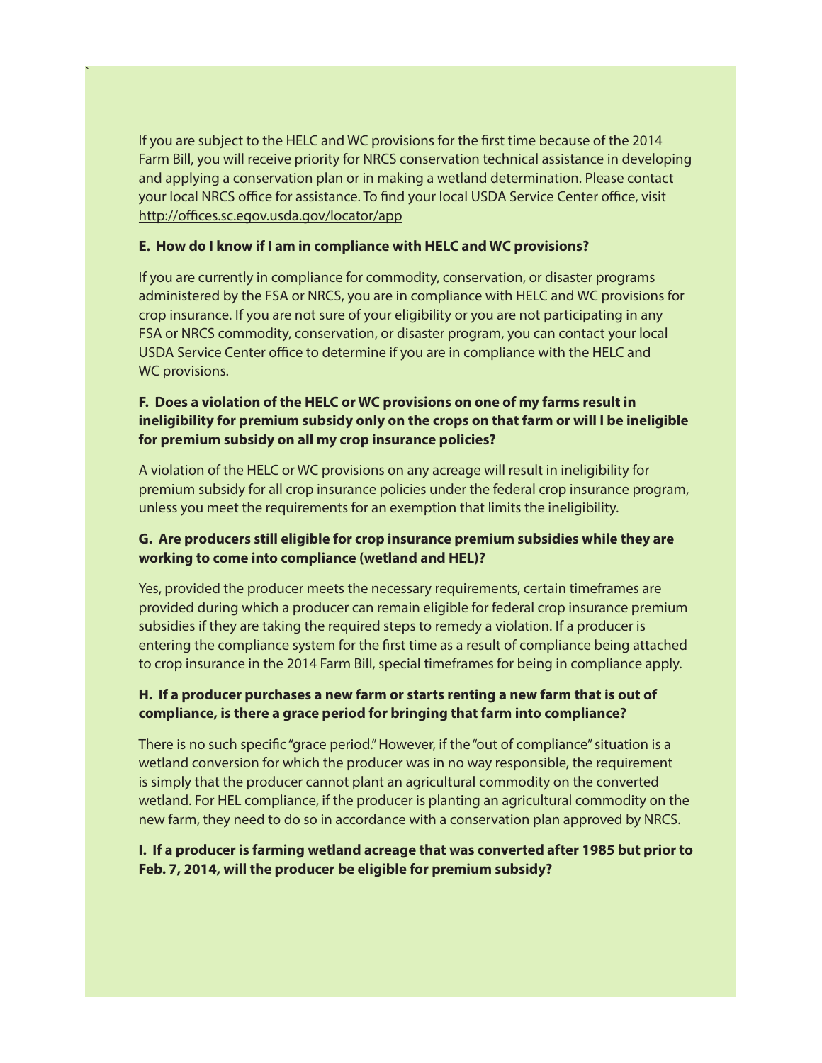If you are subject to the HELC and WC provisions for the first time because of the 2014 Farm Bill, you will receive priority for NRCS conservation technical assistance in developing and applying a conservation plan or in making a wetland determination. Please contact your local NRCS office for assistance. To find your local USDA Service Center office, visit http://offices.sc.egov.usda.gov/locator/app

**E. How do I know if I am in compliance with HELC and WC provisions?**

If you are currently in compliance for commodity, conservation, or disaster programs administered by the FSA or NRCS, you are in compliance with HELC and WC provisions for crop insurance. If you are not sure of your eligibility or you are not participating in any FSA or NRCS commodity, conservation, or disaster program, you can contact your local USDA Service Center office to determine if you are in compliance with the HELC and WC provisions.

**F. Does a violation of the HELC or WC provisions on one of my farms result in ineligibility for premium subsidy only on the crops on that farm or will I be ineligible for premium subsidy on all my crop insurance policies?**

A violation of the HELC or WC provisions on any acreage will result in ineligibility for premium subsidy for all crop insurance policies under the federal crop insurance program, unless you meet the requirements for an exemption that limits the ineligibility.

**G. Are producers still eligible for crop insurance premium subsidies while they are working to come into compliance (wetland and HEL)?**

Yes, provided the producer meets the necessary requirements, certain timeframes are provided during which a producer can remain eligible for federal crop insurance premium subsidies if they are taking the required steps to remedy a violation. If a producer is entering the compliance system for the first time as a result of compliance being attached to crop insurance in the 2014 Farm Bill, special timeframes for being in compliance apply.

**H. If a producer purchases a new farm or starts renting a new farm that is out of compliance, is there a grace period for bringing that farm into compliance?**

There is no such specific "grace period." However, if the "out of compliance" situation is a wetland conversion for which the producer was in no way responsible, the requirement is simply that the producer cannot plant an agricultural commodity on the converted wetland. For HEL compliance, if the producer is planting an agricultural commodity on the new farm, they need to do so in accordance with a conservation plan approved by NRCS.

**I. If a producer is farming wetland acreage that was converted after 1985 but prior to Feb. 7, 2014, will the producer be eligible for premium subsidy?**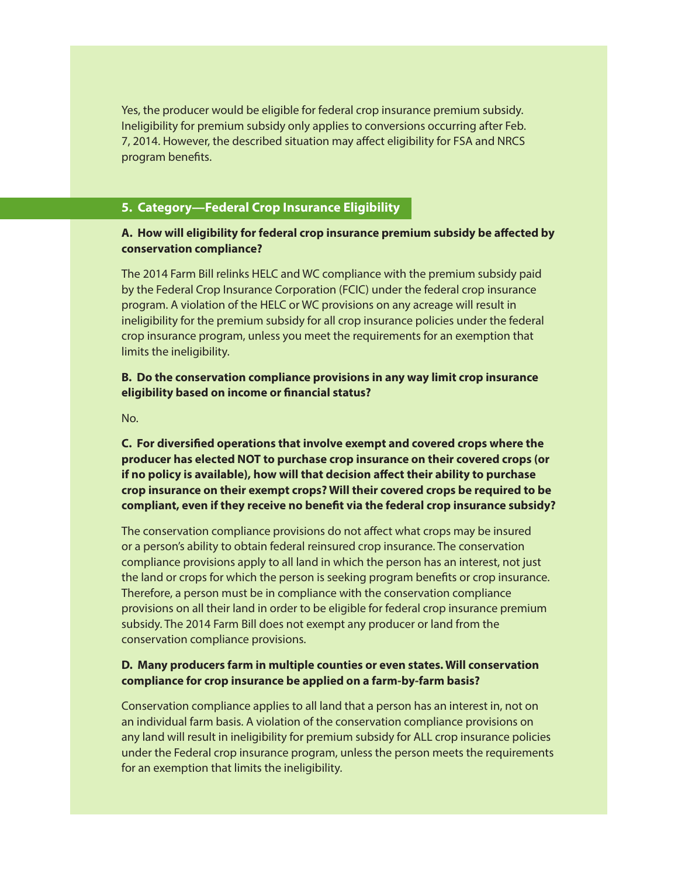Yes, the producer would be eligible for federal crop insurance premium subsidy. Ineligibility for premium subsidy only applies to conversions occurring after Feb. 7, 2014. However, the described situation may affect eligibility for FSA and NRCS program benefits.

## 5. Category—Federal Crop Insurance Eligibility

**A. How will eligibility for federal crop insurance premium subsidy be affected by conservation compliance?**

The 2014 Farm Bill relinks HELC and WC compliance with the premium subsidy paid by the Federal Crop Insurance Corporation (FCIC) under the federal crop insurance program. A violation of the HELC or WC provisions on any acreage will result in ineligibility for the premium subsidy for all crop insurance policies under the federal crop insurance program, unless you meet the requirements for an exemption that limits the ineligibility.

**B. Do the conservation compliance provisions in any way limit crop insurance eligibility based on income or financial status?**

No.

**C. For diversified operations that involve exempt and covered crops where the producer has elected NOT to purchase crop insurance on their covered crops (or if no policy is available), how will that decision affect their ability to purchase crop insurance on their exempt crops? Will their covered crops be required to be compliant, even if they receive no benefit via the federal crop insurance subsidy?**

The conservation compliance provisions do not affect what crops may be insured or a person's ability to obtain federal reinsured crop insurance. The conservation compliance provisions apply to all land in which the person has an interest, not just the land or crops for which the person is seeking program benefits or crop insurance. Therefore, a person must be in compliance with the conservation compliance provisions on all their land in order to be eligible for federal crop insurance premium subsidy. The 2014 Farm Bill does not exempt any producer or land from the conservation compliance provisions.

**D. Many producers farm in multiple counties or even states. Will conservation compliance for crop insurance be applied on a farm-by-farm basis?**

Conservation compliance applies to all land that a person has an interest in, not on an individual farm basis. A violation of the conservation compliance provisions on any land will result in ineligibility for premium subsidy for ALL crop insurance policies under the Federal crop insurance program, unless the person meets the requirements for an exemption that limits the ineligibility.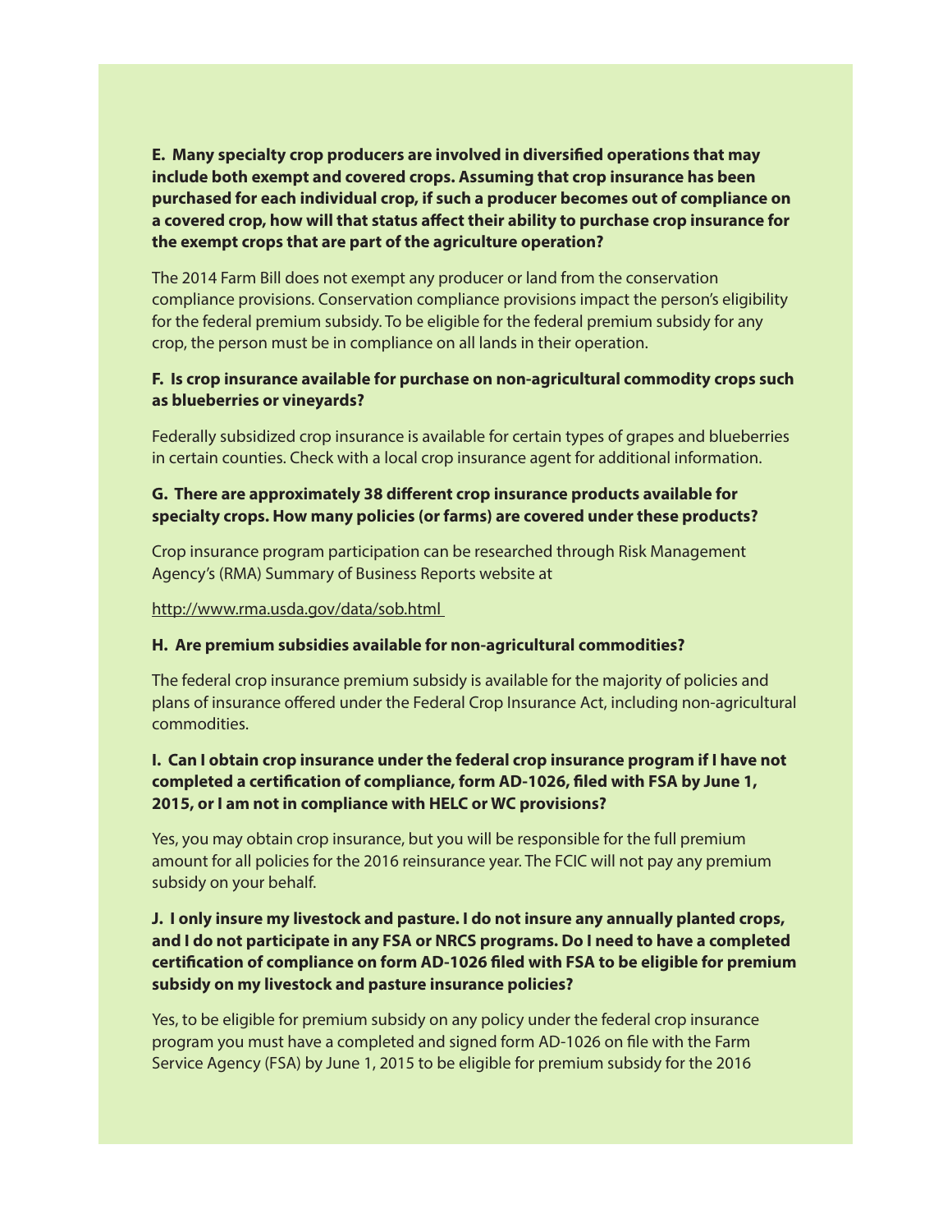**E. Many specialty crop producers are involved in diversified operations that may include both exempt and covered crops. Assuming that crop insurance has been purchased for each individual crop, if such a producer becomes out of compliance on a covered crop, how will that status affect their ability to purchase crop insurance for the exempt crops that are part of the agriculture operation?**

The 2014 Farm Bill does not exempt any producer or land from the conservation compliance provisions. Conservation compliance provisions impact the person's eligibility for the federal premium subsidy. To be eligible for the federal premium subsidy for any crop, the person must be in compliance on all lands in their operation.

**F. Is crop insurance available for purchase on non-agricultural commodity crops such as blueberries or vineyards?**

Federally subsidized crop insurance is available for certain types of grapes and blueberries in certain counties. Check with a local crop insurance agent for additional information.

**G. There are approximately 38 different crop insurance products available for specialty crops. How many policies (or farms) are covered under these products?**

Crop insurance program participation can be researched through Risk Management Agency's (RMA) Summary of Business Reports website at

http://www.rma.usda.gov/data/sob.html

**H. Are premium subsidies available for non-agricultural commodities?**

The federal crop insurance premium subsidy is available for the majority of policies and plans of insurance offered under the Federal Crop Insurance Act, including non-agricultural commodities.

**I. Can I obtain crop insurance under the federal crop insurance program if I have not completed a certification of compliance, form AD-1026, filed with FSA by June 1, 2015, or I am not in compliance with HELC or WC provisions?**

Yes, you may obtain crop insurance, but you will be responsible for the full premium amount for all policies for the 2016 reinsurance year. The FCIC will not pay any premium subsidy on your behalf.

**J. I only insure my livestock and pasture. I do not insure any annually planted crops, and I do not participate in any FSA or NRCS programs. Do I need to have a completed certification of compliance on form AD-1026 filed with FSA to be eligible for premium subsidy on my livestock and pasture insurance policies?**

Yes, to be eligible for premium subsidy on any policy under the federal crop insurance program you must have a completed and signed form AD-1026 on file with the Farm Service Agency (FSA) by June 1, 2015 to be eligible for premium subsidy for the 2016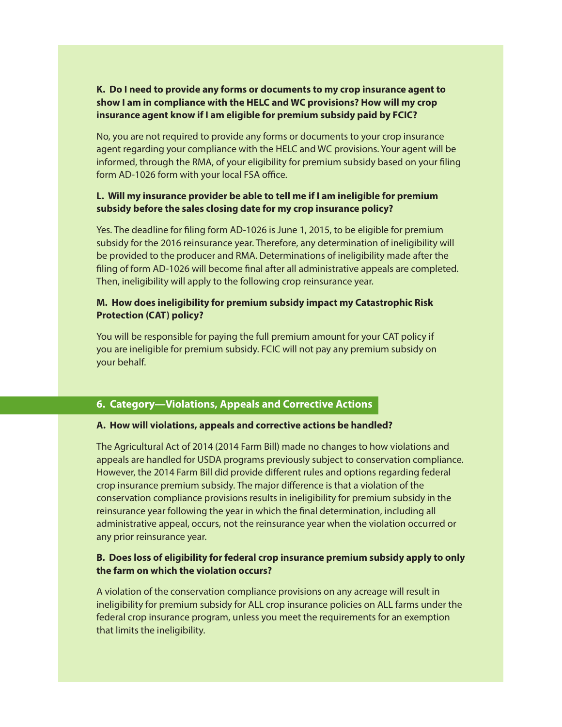**K. Do I need to provide any forms or documents to my crop insurance agent to show I am in compliance with the HELC and WC provisions? How will my crop insurance agent know if I am eligible for premium subsidy paid by FCIC?**

No, you are not required to provide any forms or documents to your crop insurance agent regarding your compliance with the HELC and WC provisions. Your agent will be informed, through the RMA, of your eligibility for premium subsidy based on your filing form AD-1026 form with your local FSA office.

**L. Will my insurance provider be able to tell me if I am ineligible for premium subsidy before the sales closing date for my crop insurance policy?**

Yes. The deadline for filing form AD-1026 is June 1, 2015, to be eligible for premium subsidy for the 2016 reinsurance year. Therefore, any determination of ineligibility will be provided to the producer and RMA. Determinations of ineligibility made after the filing of form AD-1026 will become final after all administrative appeals are completed. Then, ineligibility will apply to the following crop reinsurance year.

**M. How does ineligibility for premium subsidy impact my Catastrophic Risk Protection (CAT) policy?**

You will be responsible for paying the full premium amount for your CAT policy if you are ineligible for premium subsidy. FCIC will not pay any premium subsidy on your behalf.

## 6. Category—Violations, Appeals and Corrective Actions

**A. How will violations, appeals and corrective actions be handled?**

The Agricultural Act of 2014 (2014 Farm Bill) made no changes to how violations and appeals are handled for USDA programs previously subject to conservation compliance. However, the 2014 Farm Bill did provide different rules and options regarding federal crop insurance premium subsidy. The major difference is that a violation of the conservation compliance provisions results in ineligibility for premium subsidy in the reinsurance year following the year in which the final determination, including all administrative appeal, occurs, not the reinsurance year when the violation occurred or any prior reinsurance year.

**B. Does loss of eligibility for federal crop insurance premium subsidy apply to only the farm on which the violation occurs?**

A violation of the conservation compliance provisions on any acreage will result in ineligibility for premium subsidy for ALL crop insurance policies on ALL farms under the federal crop insurance program, unless you meet the requirements for an exemption that limits the ineligibility.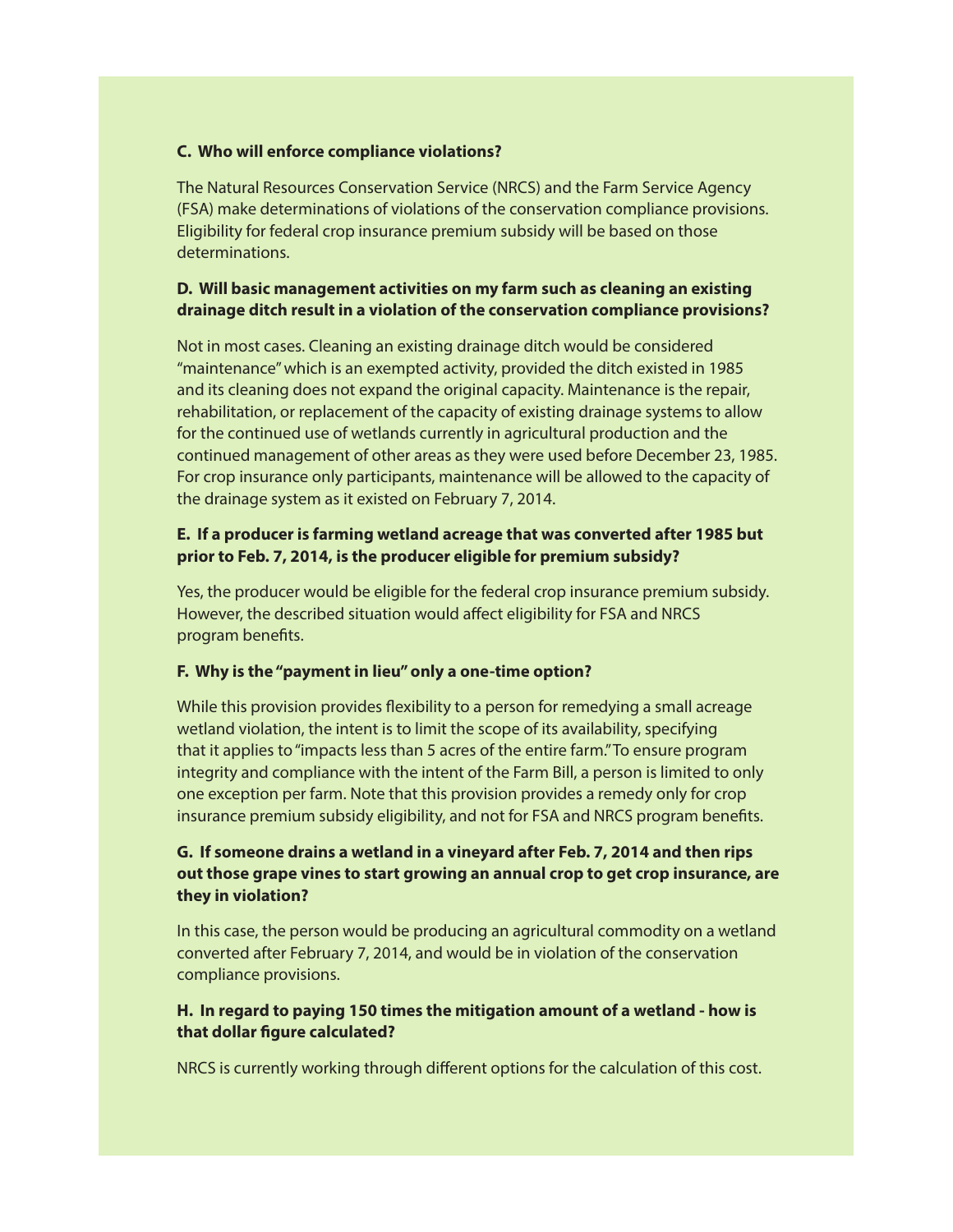**C. Who will enforce compliance violations?**

The Natural Resources Conservation Service (NRCS) and the Farm Service Agency (FSA) make determinations of violations of the conservation compliance provisions. Eligibility for federal crop insurance premium subsidy will be based on those determinations.

**D. Will basic management activities on my farm such as cleaning an existing drainage ditch result in a violation of the conservation compliance provisions?**

Not in most cases. Cleaning an existing drainage ditch would be considered "maintenance" which is an exempted activity, provided the ditch existed in 1985 and its cleaning does not expand the original capacity. Maintenance is the repair, rehabilitation, or replacement of the capacity of existing drainage systems to allow for the continued use of wetlands currently in agricultural production and the continued management of other areas as they were used before December 23, 1985. For crop insurance only participants, maintenance will be allowed to the capacity of the drainage system as it existed on February 7, 2014.

**E. If a producer is farming wetland acreage that was converted after 1985 but prior to Feb. 7, 2014, is the producer eligible for premium subsidy?**

Yes, the producer would be eligible for the federal crop insurance premium subsidy. However, the described situation would affect eligibility for FSA and NRCS program benefits.

**F. Why is the "payment in lieu" only a one-time option?**

While this provision provides flexibility to a person for remedying a small acreage wetland violation, the intent is to limit the scope of its availability, specifying that it applies to "impacts less than 5 acres of the entire farm." To ensure program integrity and compliance with the intent of the Farm Bill, a person is limited to only one exception per farm. Note that this provision provides a remedy only for crop insurance premium subsidy eligibility, and not for FSA and NRCS program benefits.

**G. If someone drains a wetland in a vineyard after Feb. 7, 2014 and then rips out those grape vines to start growing an annual crop to get crop insurance, are they in violation?**

In this case, the person would be producing an agricultural commodity on a wetland converted after February 7, 2014, and would be in violation of the conservation compliance provisions.

**H. In regard to paying 150 times the mitigation amount of a wetland - how is that dollar figure calculated?**

NRCS is currently working through different options for the calculation of this cost.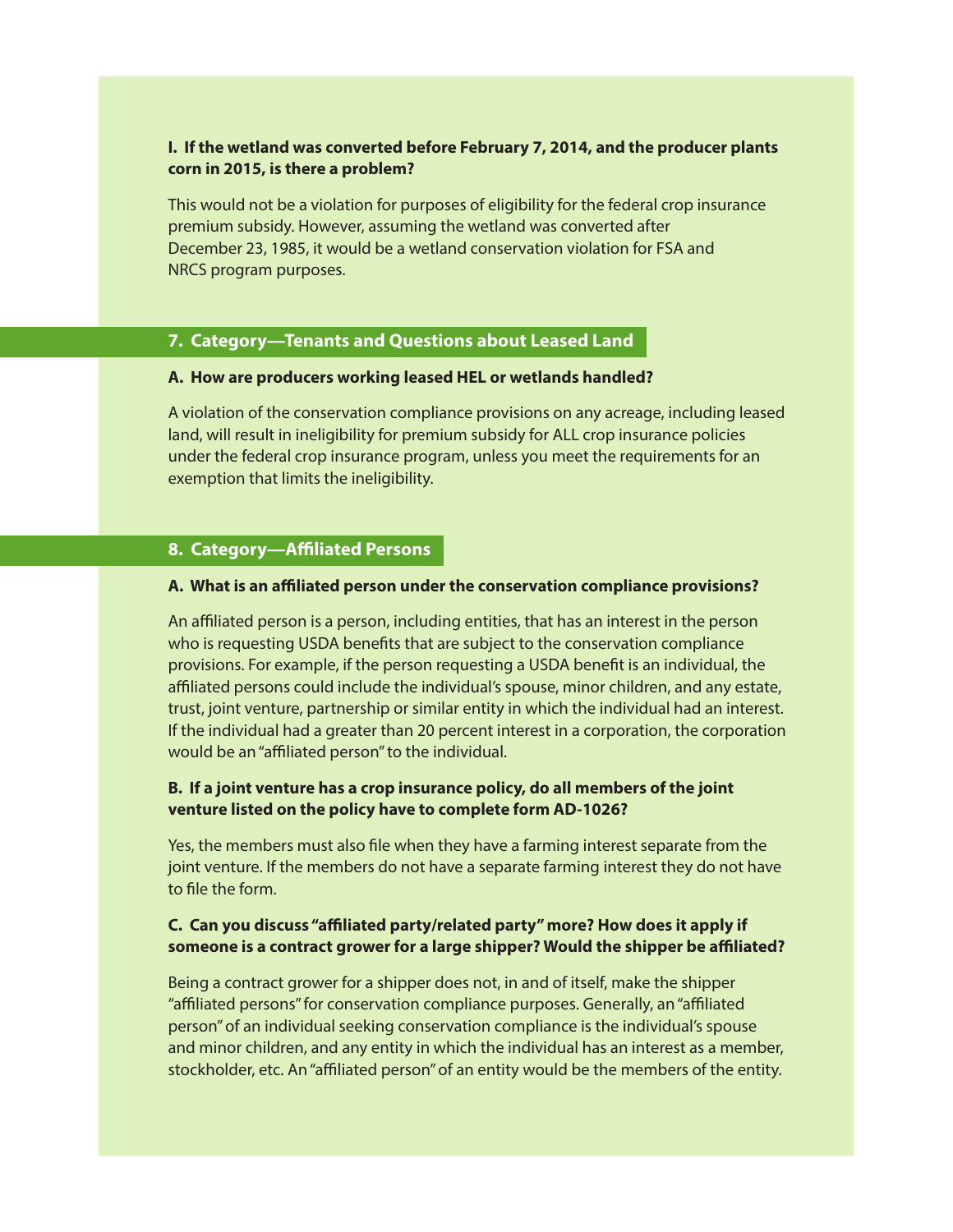**I. If the wetland was converted before February 7, 2014, and the producer plants corn in 2015, is there a problem?**

This would not be a violation for purposes of eligibility for the federal crop insurance premium subsidy. However, assuming the wetland was converted after December 23, 1985, it would be a wetland conservation violation for FSA and NRCS program purposes.

## 7. Category—Tenants and Questions about Leased Land

**A. How are producers working leased HEL or wetlands handled?**

A violation of the conservation compliance provisions on any acreage, including leased land, will result in ineligibility for premium subsidy for ALL crop insurance policies under the federal crop insurance program, unless you meet the requirements for an exemption that limits the ineligibility.

## 8. Category—Affiliated Persons

**A. What is an affiliated person under the conservation compliance provisions?**

An affiliated person is a person, including entities, that has an interest in the person who is requesting USDA benefits that are subject to the conservation compliance provisions. For example, if the person requesting a USDA benefit is an individual, the affiliated persons could include the individual's spouse, minor children, and any estate, trust, joint venture, partnership or similar entity in which the individual had an interest. If the individual had a greater than 20 percent interest in a corporation, the corporation would be an "affiliated person" to the individual.

**B. If a joint venture has a crop insurance policy, do all members of the joint venture listed on the policy have to complete form AD-1026?**

Yes, the members must also file when they have a farming interest separate from the joint venture. If the members do not have a separate farming interest they do not have to file the form.

**C. Can you discuss "affiliated party/related party" more? How does it apply if someone is a contract grower for a large shipper? Would the shipper be affiliated?**

Being a contract grower for a shipper does not, in and of itself, make the shipper "affiliated persons" for conservation compliance purposes. Generally, an "affiliated person" of an individual seeking conservation compliance is the individual's spouse and minor children, and any entity in which the individual has an interest as a member, stockholder, etc. An "affiliated person" of an entity would be the members of the entity.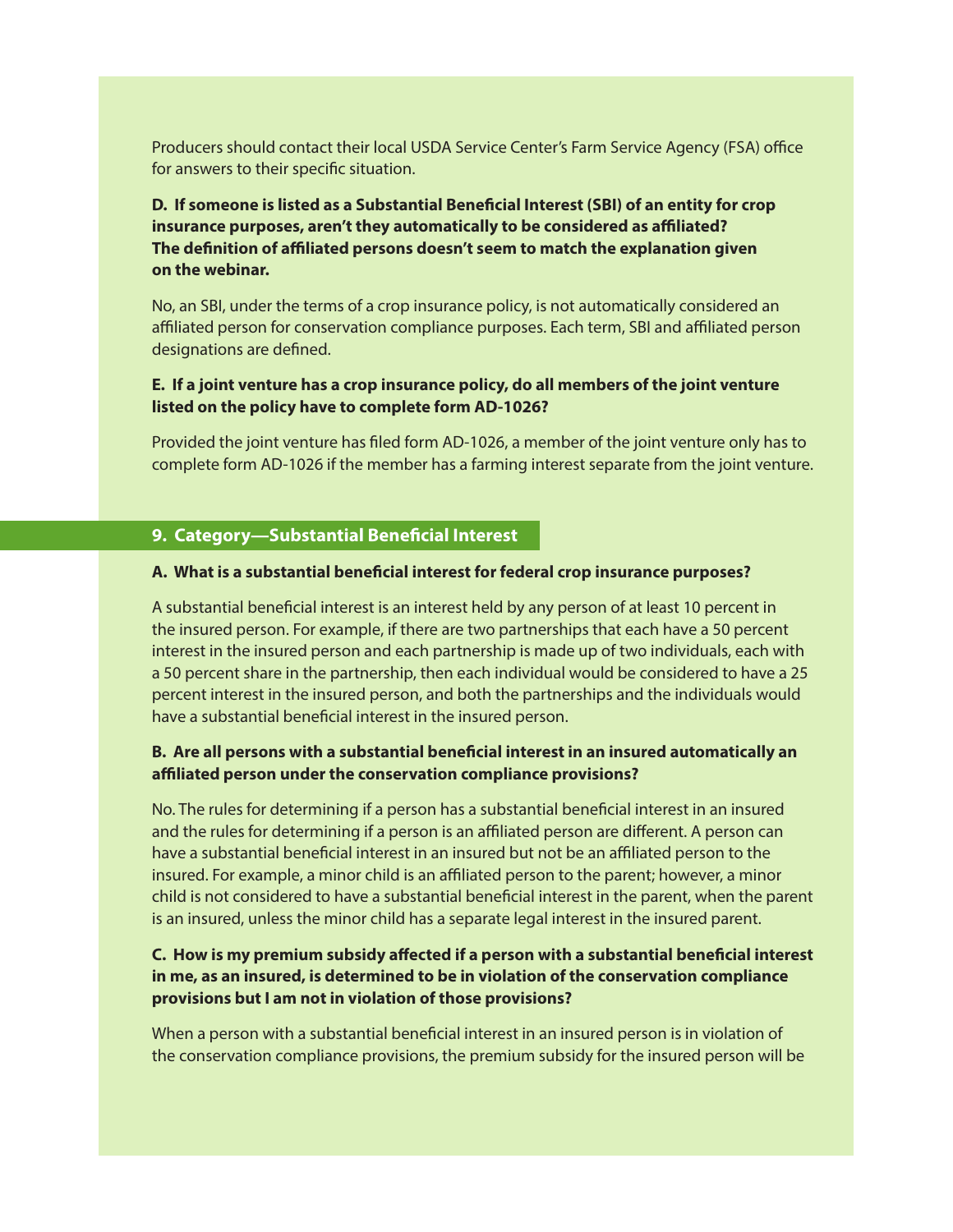Producers should contact their local USDA Service Center's Farm Service Agency (FSA) office for answers to their specific situation.

**D. If someone is listed as a Substantial Beneficial Interest (SBI) of an entity for crop insurance purposes, aren't they automatically to be considered as affiliated? The definition of affiliated persons doesn't seem to match the explanation given on the webinar.**

No, an SBI, under the terms of a crop insurance policy, is not automatically considered an affiliated person for conservation compliance purposes. Each term, SBI and affiliated person designations are defined.

**E. If a joint venture has a crop insurance policy, do all members of the joint venture listed on the policy have to complete form AD-1026?**

Provided the joint venture has filed form AD-1026, a member of the joint venture only has to complete form AD-1026 if the member has a farming interest separate from the joint venture.

## 9. Category—Substantial Beneficial Interest

**A. What is a substantial beneficial interest for federal crop insurance purposes?**

A substantial beneficial interest is an interest held by any person of at least 10 percent in the insured person. For example, if there are two partnerships that each have a 50 percent interest in the insured person and each partnership is made up of two individuals, each with a 50 percent share in the partnership, then each individual would be considered to have a 25 percent interest in the insured person, and both the partnerships and the individuals would have a substantial beneficial interest in the insured person.

**B. Are all persons with a substantial beneficial interest in an insured automatically an affiliated person under the conservation compliance provisions?**

No. The rules for determining if a person has a substantial beneficial interest in an insured and the rules for determining if a person is an affiliated person are different. A person can have a substantial beneficial interest in an insured but not be an affiliated person to the insured. For example, a minor child is an affiliated person to the parent; however, a minor child is not considered to have a substantial beneficial interest in the parent, when the parent is an insured, unless the minor child has a separate legal interest in the insured parent.

**C. How is my premium subsidy affected if a person with a substantial beneficial interest in me, as an insured, is determined to be in violation of the conservation compliance provisions but I am not in violation of those provisions?**

When a person with a substantial beneficial interest in an insured person is in violation of the conservation compliance provisions, the premium subsidy for the insured person will be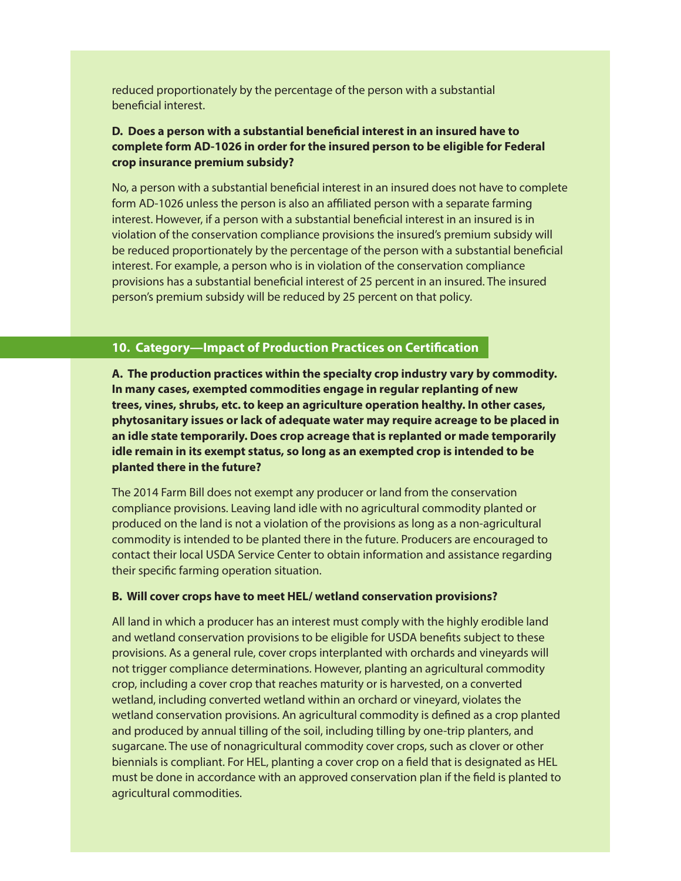reduced proportionately by the percentage of the person with a substantial beneficial interest.

**D. Does a person with a substantial beneficial interest in an insured have to complete form AD-1026 in order for the insured person to be eligible for Federal crop insurance premium subsidy?**

No, a person with a substantial beneficial interest in an insured does not have to complete form AD-1026 unless the person is also an affiliated person with a separate farming interest. However, if a person with a substantial beneficial interest in an insured is in violation of the conservation compliance provisions the insured's premium subsidy will be reduced proportionately by the percentage of the person with a substantial beneficial interest. For example, a person who is in violation of the conservation compliance provisions has a substantial beneficial interest of 25 percent in an insured. The insured person's premium subsidy will be reduced by 25 percent on that policy.

## 10. Category—Impact of Production Practices on Certification

**A. The production practices within the specialty crop industry vary by commodity. In many cases, exempted commodities engage in regular replanting of new trees, vines, shrubs, etc. to keep an agriculture operation healthy. In other cases, phytosanitary issues or lack of adequate water may require acreage to be placed in an idle state temporarily. Does crop acreage that is replanted or made temporarily idle remain in its exempt status, so long as an exempted crop is intended to be planted there in the future?**

The 2014 Farm Bill does not exempt any producer or land from the conservation compliance provisions. Leaving land idle with no agricultural commodity planted or produced on the land is not a violation of the provisions as long as a non-agricultural commodity is intended to be planted there in the future. Producers are encouraged to contact their local USDA Service Center to obtain information and assistance regarding their specific farming operation situation.

**B. Will cover crops have to meet HEL/ wetland conservation provisions?**

All land in which a producer has an interest must comply with the highly erodible land and wetland conservation provisions to be eligible for USDA benefits subject to these provisions. As a general rule, cover crops interplanted with orchards and vineyards will not trigger compliance determinations. However, planting an agricultural commodity crop, including a cover crop that reaches maturity or is harvested, on a converted wetland, including converted wetland within an orchard or vineyard, violates the wetland conservation provisions. An agricultural commodity is defined as a crop planted and produced by annual tilling of the soil, including tilling by one-trip planters, and sugarcane. The use of nonagricultural commodity cover crops, such as clover or other biennials is compliant. For HEL, planting a cover crop on a field that is designated as HEL must be done in accordance with an approved conservation plan if the field is planted to agricultural commodities.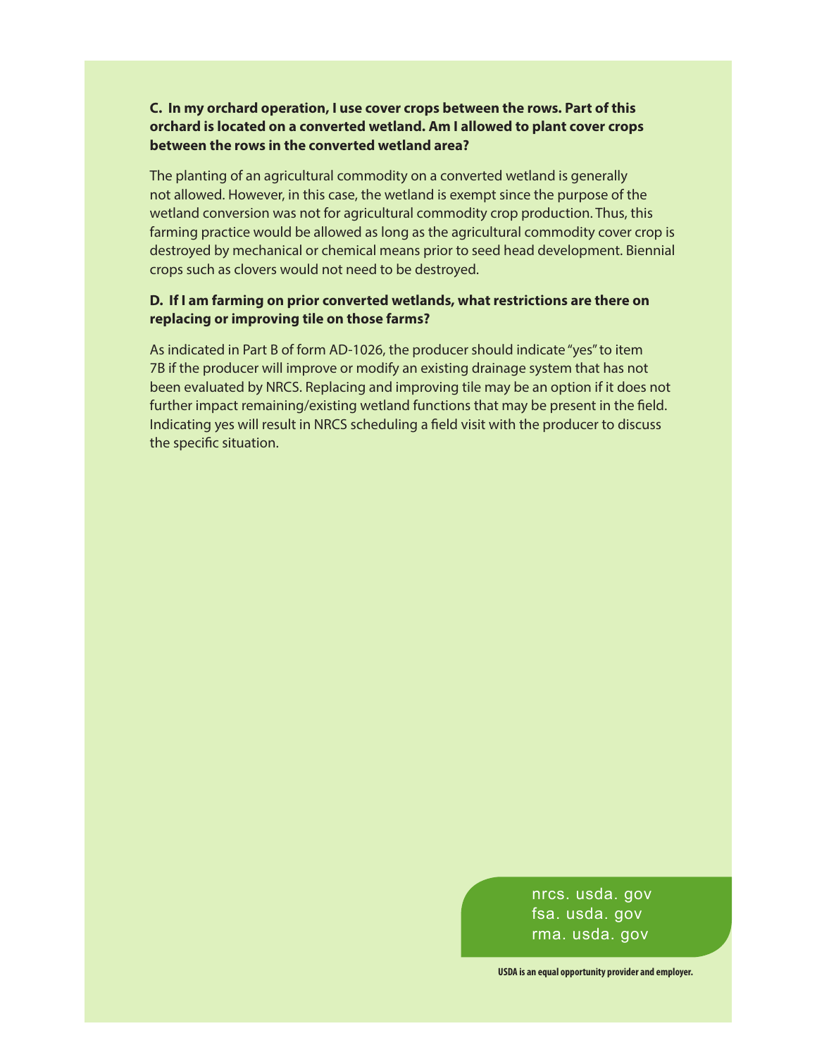**C. In my orchard operation, I use cover crops between the rows. Part of this orchard is located on a converted wetland. Am I allowed to plant cover crops between the rows in the converted wetland area?**

The planting of an agricultural commodity on a converted wetland is generally not allowed. However, in this case, the wetland is exempt since the purpose of the wetland conversion was not for agricultural commodity crop production. Thus, this farming practice would be allowed as long as the agricultural commodity cover crop is destroyed by mechanical or chemical means prior to seed head development. Biennial crops such as clovers would not need to be destroyed.

**D. If I am farming on prior converted wetlands, what restrictions are there on replacing or improving tile on those farms?**

As indicated in Part B of form AD-1026, the producer should indicate "yes" to item 7B if the producer will improve or modify an existing drainage system that has not been evaluated by NRCS. Replacing and improving tile may be an option if it does not further impact remaining/existing wetland functions that may be present in the field. Indicating yes will result in NRCS scheduling a field visit with the producer to discuss the specific situation.

nrcs. usda. gov
fsa. usda. gov
rma. usda. gov

**USDA is an equal opportunity provider and employer.**